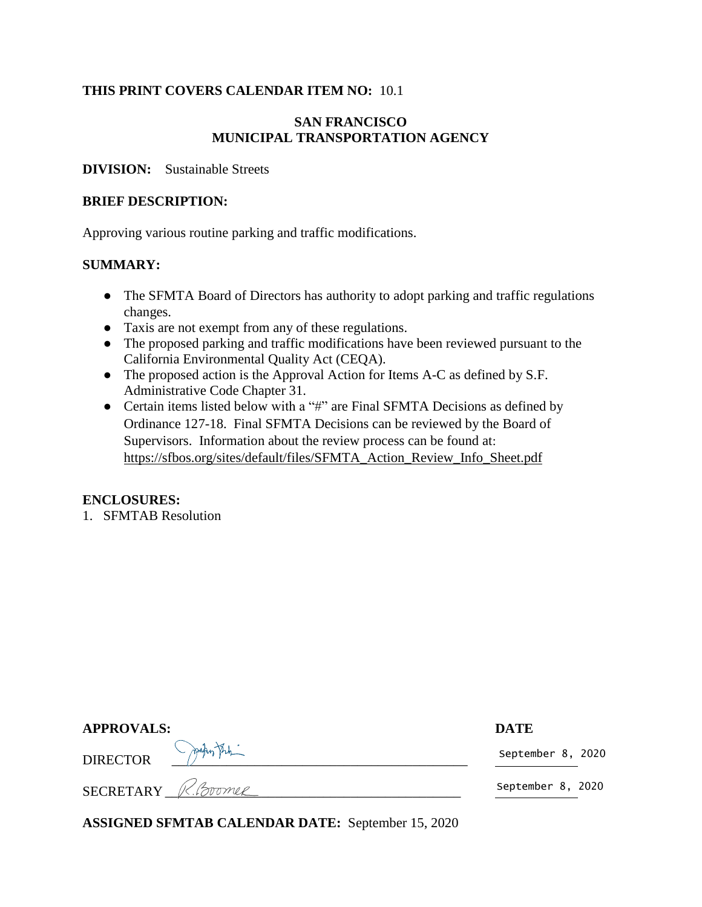**THIS PRINT COVERS CALENDAR ITEM NO:** 10.1

**SAN FRANCISCO**
**MUNICIPAL TRANSPORTATION AGENCY**

**DIVISION:** Sustainable Streets

**BRIEF DESCRIPTION:**

Approving various routine parking and traffic modifications.

**SUMMARY:**

- The SFMTA Board of Directors has authority to adopt parking and traffic regulations changes.
- Taxis are not exempt from any of these regulations.
- The proposed parking and traffic modifications have been reviewed pursuant to the California Environmental Quality Act (CEQA).
- The proposed action is the Approval Action for Items A-C as defined by S.F. Administrative Code Chapter 31.
- Certain items listed below with a "#" are Final SFMTA Decisions as defined by Ordinance 127-18. Final SFMTA Decisions can be reviewed by the Board of Supervisors. Information about the review process can be found at: https://sfbos.org/sites/default/files/SFMTA_Action_Review_Info_Sheet.pdf

**ENCLOSURES:**

1. SFMTAB Resolution

| **APPROVALS:** | | **DATE** |
| --- | --- | --- |
| DIRECTOR | [signature] | September 8, 2020 |
| SECRETARY | R.Boomer | September 8, 2020 |

**ASSIGNED SFMTAB CALENDAR DATE:** September 15, 2020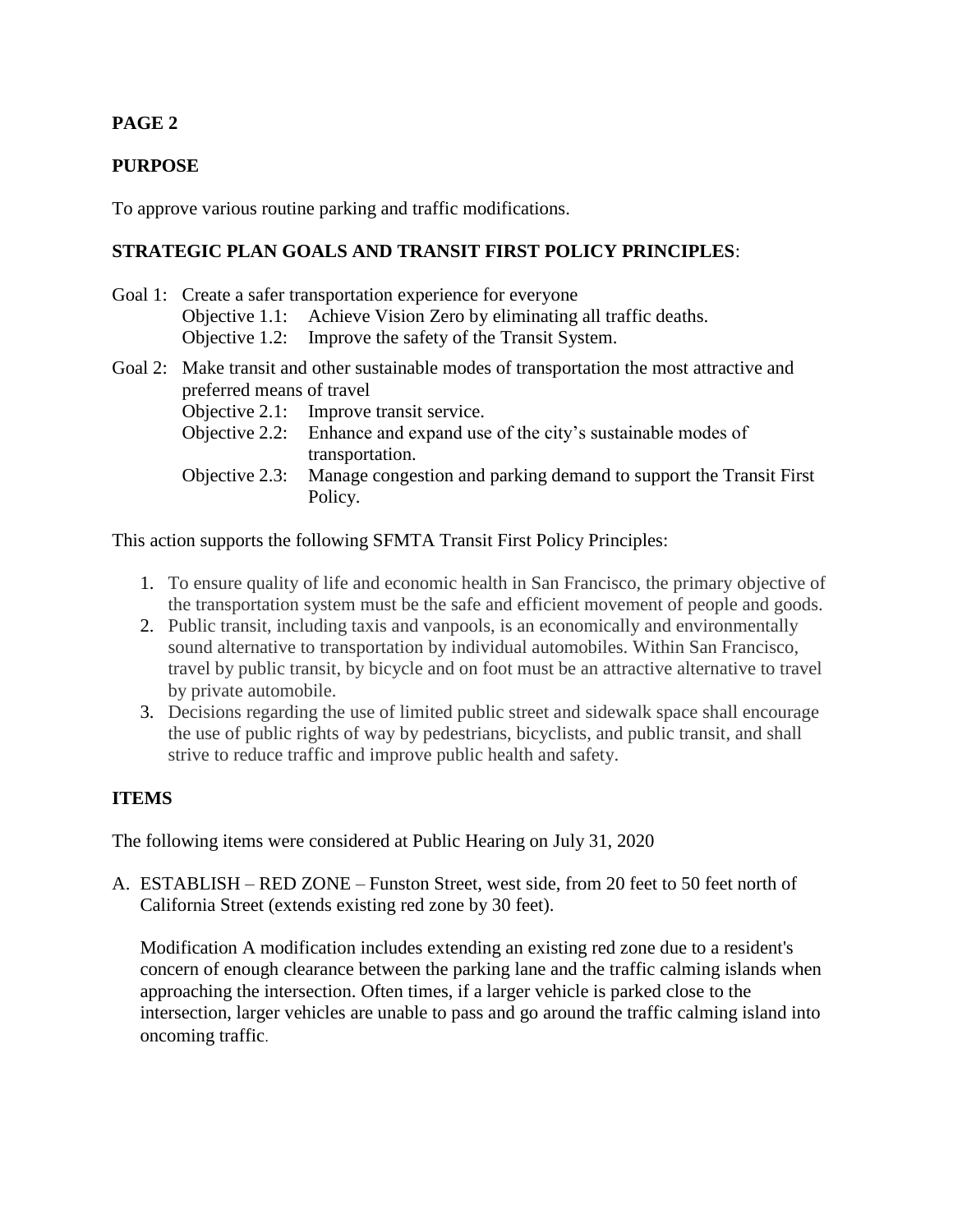**PAGE 2**

**PURPOSE**

To approve various routine parking and traffic modifications.

**STRATEGIC PLAN GOALS AND TRANSIT FIRST POLICY PRINCIPLES**:

Goal 1: Create a safer transportation experience for everyone
- Objective 1.1: Achieve Vision Zero by eliminating all traffic deaths.
- Objective 1.2: Improve the safety of the Transit System.

Goal 2: Make transit and other sustainable modes of transportation the most attractive and preferred means of travel
- Objective 2.1: Improve transit service.
- Objective 2.2: Enhance and expand use of the city's sustainable modes of transportation.
- Objective 2.3: Manage congestion and parking demand to support the Transit First Policy.

This action supports the following SFMTA Transit First Policy Principles:

1. To ensure quality of life and economic health in San Francisco, the primary objective of the transportation system must be the safe and efficient movement of people and goods.
2. Public transit, including taxis and vanpools, is an economically and environmentally sound alternative to transportation by individual automobiles. Within San Francisco, travel by public transit, by bicycle and on foot must be an attractive alternative to travel by private automobile.
3. Decisions regarding the use of limited public street and sidewalk space shall encourage the use of public rights of way by pedestrians, bicyclists, and public transit, and shall strive to reduce traffic and improve public health and safety.

**ITEMS**

The following items were considered at Public Hearing on July 31, 2020

A. ESTABLISH – RED ZONE – Funston Street, west side, from 20 feet to 50 feet north of California Street (extends existing red zone by 30 feet).

   Modification A modification includes extending an existing red zone due to a resident's concern of enough clearance between the parking lane and the traffic calming islands when approaching the intersection. Often times, if a larger vehicle is parked close to the intersection, larger vehicles are unable to pass and go around the traffic calming island into oncoming traffic.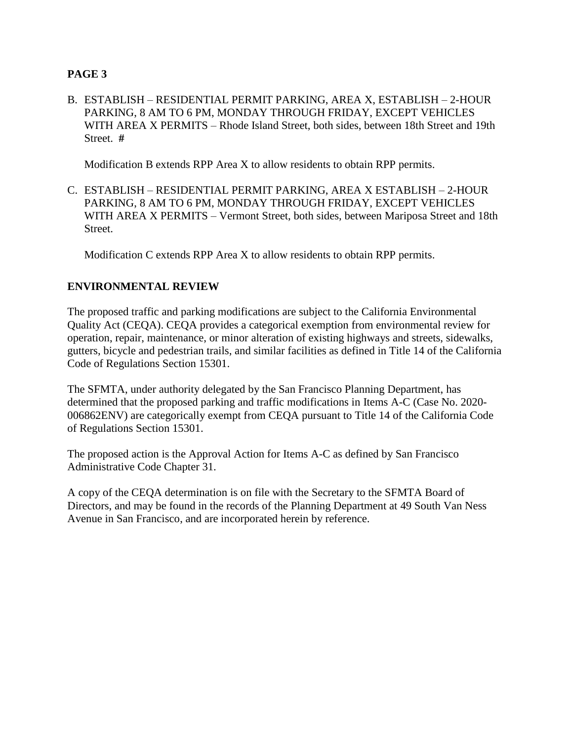**PAGE 3**

B. ESTABLISH – RESIDENTIAL PERMIT PARKING, AREA X, ESTABLISH – 2-HOUR PARKING, 8 AM TO 6 PM, MONDAY THROUGH FRIDAY, EXCEPT VEHICLES WITH AREA X PERMITS – Rhode Island Street, both sides, between 18th Street and 19th Street. **#**

   Modification B extends RPP Area X to allow residents to obtain RPP permits.

C. ESTABLISH – RESIDENTIAL PERMIT PARKING, AREA X ESTABLISH – 2-HOUR PARKING, 8 AM TO 6 PM, MONDAY THROUGH FRIDAY, EXCEPT VEHICLES WITH AREA X PERMITS – Vermont Street, both sides, between Mariposa Street and 18th Street.

   Modification C extends RPP Area X to allow residents to obtain RPP permits.

**ENVIRONMENTAL REVIEW**

The proposed traffic and parking modifications are subject to the California Environmental Quality Act (CEQA). CEQA provides a categorical exemption from environmental review for operation, repair, maintenance, or minor alteration of existing highways and streets, sidewalks, gutters, bicycle and pedestrian trails, and similar facilities as defined in Title 14 of the California Code of Regulations Section 15301.

The SFMTA, under authority delegated by the San Francisco Planning Department, has determined that the proposed parking and traffic modifications in Items A-C (Case No. 2020-006862ENV) are categorically exempt from CEQA pursuant to Title 14 of the California Code of Regulations Section 15301.

The proposed action is the Approval Action for Items A-C as defined by San Francisco Administrative Code Chapter 31.

A copy of the CEQA determination is on file with the Secretary to the SFMTA Board of Directors, and may be found in the records of the Planning Department at 49 South Van Ness Avenue in San Francisco, and are incorporated herein by reference.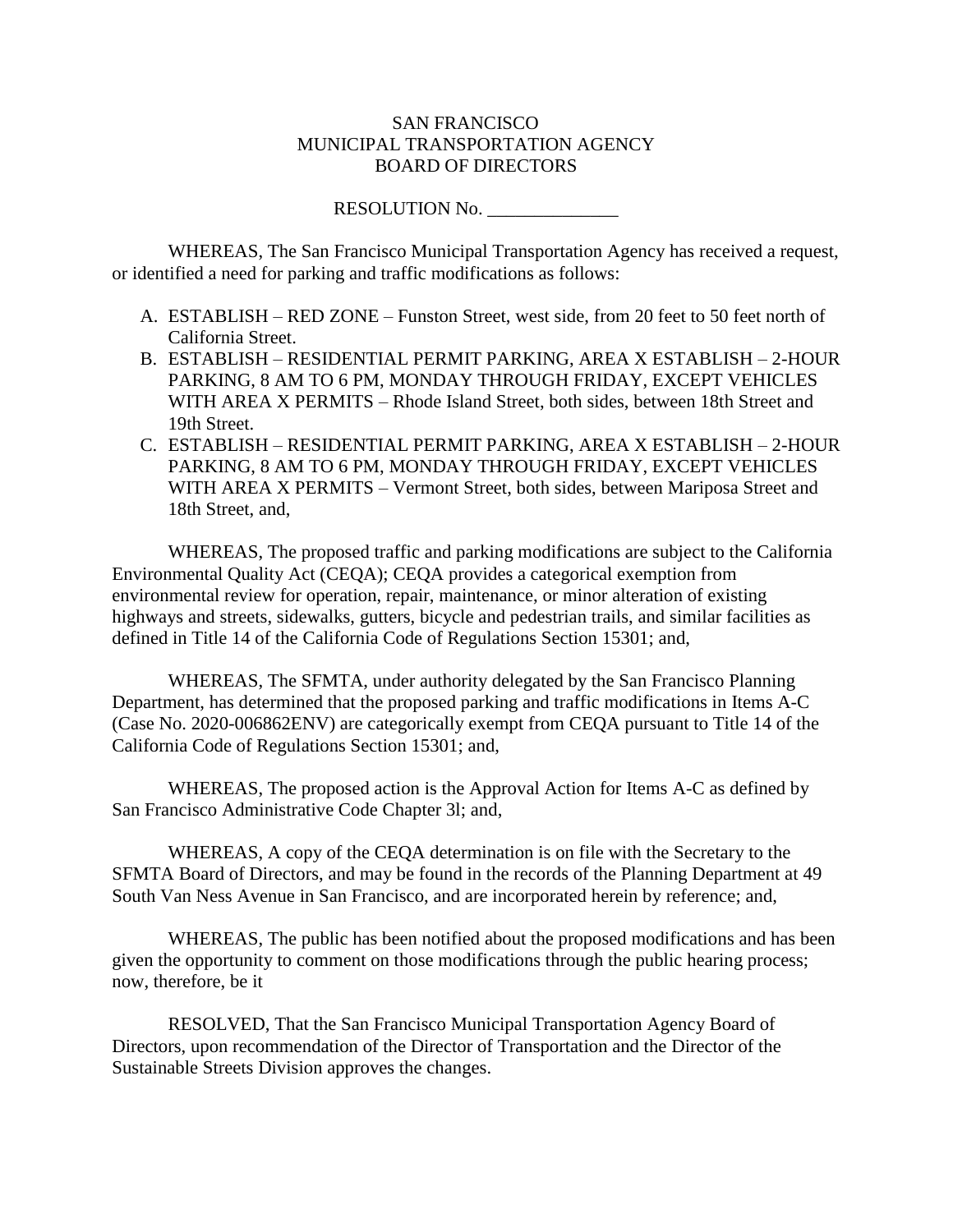SAN FRANCISCO
MUNICIPAL TRANSPORTATION AGENCY
BOARD OF DIRECTORS

RESOLUTION No. ______________

WHEREAS, The San Francisco Municipal Transportation Agency has received a request, or identified a need for parking and traffic modifications as follows:

A. ESTABLISH – RED ZONE – Funston Street, west side, from 20 feet to 50 feet north of California Street.
B. ESTABLISH – RESIDENTIAL PERMIT PARKING, AREA X ESTABLISH – 2-HOUR PARKING, 8 AM TO 6 PM, MONDAY THROUGH FRIDAY, EXCEPT VEHICLES WITH AREA X PERMITS – Rhode Island Street, both sides, between 18th Street and 19th Street.
C. ESTABLISH – RESIDENTIAL PERMIT PARKING, AREA X ESTABLISH – 2-HOUR PARKING, 8 AM TO 6 PM, MONDAY THROUGH FRIDAY, EXCEPT VEHICLES WITH AREA X PERMITS – Vermont Street, both sides, between Mariposa Street and 18th Street, and,

WHEREAS, The proposed traffic and parking modifications are subject to the California Environmental Quality Act (CEQA); CEQA provides a categorical exemption from environmental review for operation, repair, maintenance, or minor alteration of existing highways and streets, sidewalks, gutters, bicycle and pedestrian trails, and similar facilities as defined in Title 14 of the California Code of Regulations Section 15301; and,

WHEREAS, The SFMTA, under authority delegated by the San Francisco Planning Department, has determined that the proposed parking and traffic modifications in Items A-C (Case No. 2020-006862ENV) are categorically exempt from CEQA pursuant to Title 14 of the California Code of Regulations Section 15301; and,

WHEREAS, The proposed action is the Approval Action for Items A-C as defined by San Francisco Administrative Code Chapter 3l; and,

WHEREAS, A copy of the CEQA determination is on file with the Secretary to the SFMTA Board of Directors, and may be found in the records of the Planning Department at 49 South Van Ness Avenue in San Francisco, and are incorporated herein by reference; and,

WHEREAS, The public has been notified about the proposed modifications and has been given the opportunity to comment on those modifications through the public hearing process; now, therefore, be it

RESOLVED, That the San Francisco Municipal Transportation Agency Board of Directors, upon recommendation of the Director of Transportation and the Director of the Sustainable Streets Division approves the changes.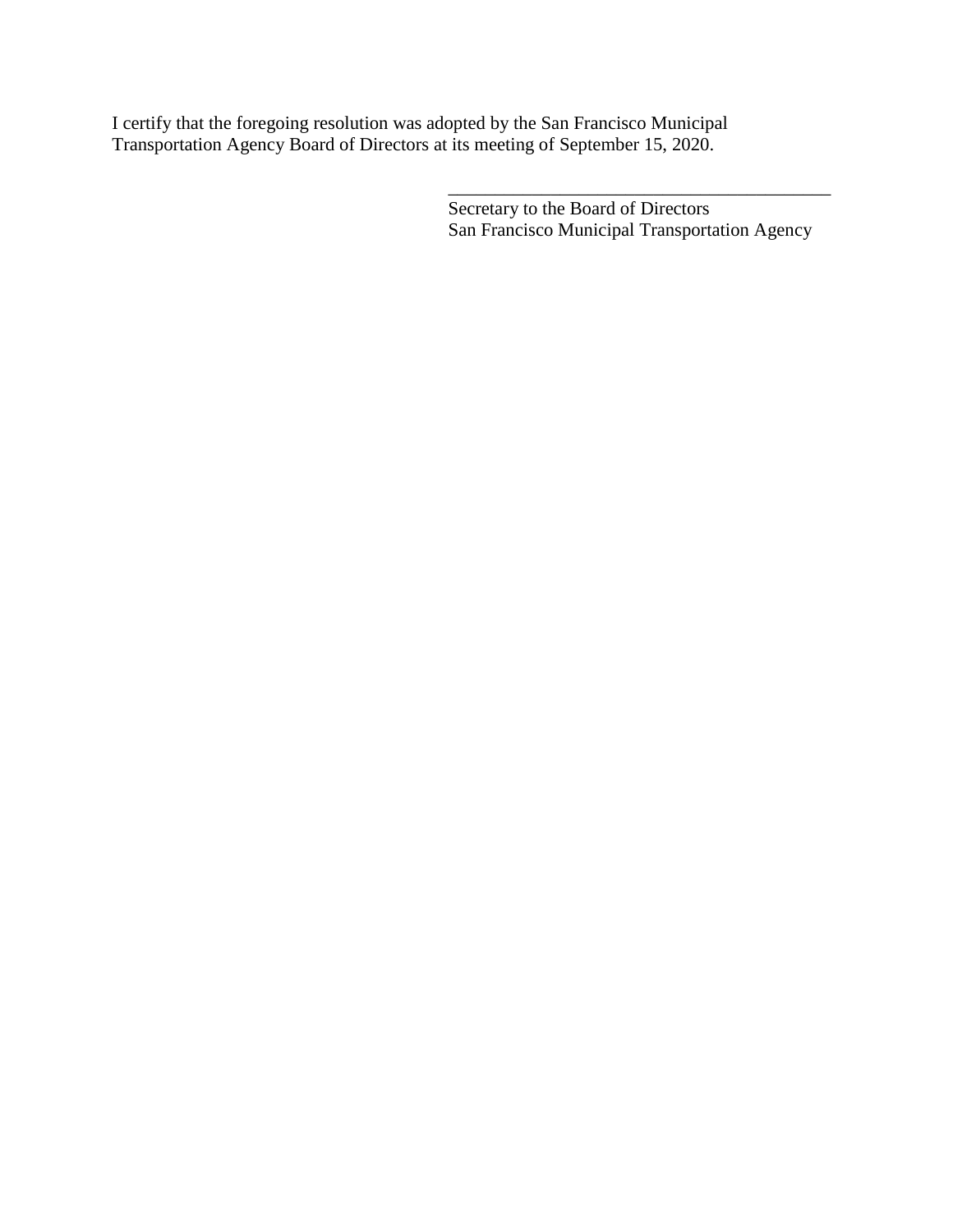I certify that the foregoing resolution was adopted by the San Francisco Municipal Transportation Agency Board of Directors at its meeting of September 15, 2020.

\_\_\_\_\_\_\_\_\_\_\_\_\_\_\_\_\_\_\_\_\_\_\_\_\_\_\_\_\_\_\_\_\_\_\_\_\_\_\_\_\_\_\_\_

Secretary to the Board of Directors
San Francisco Municipal Transportation Agency